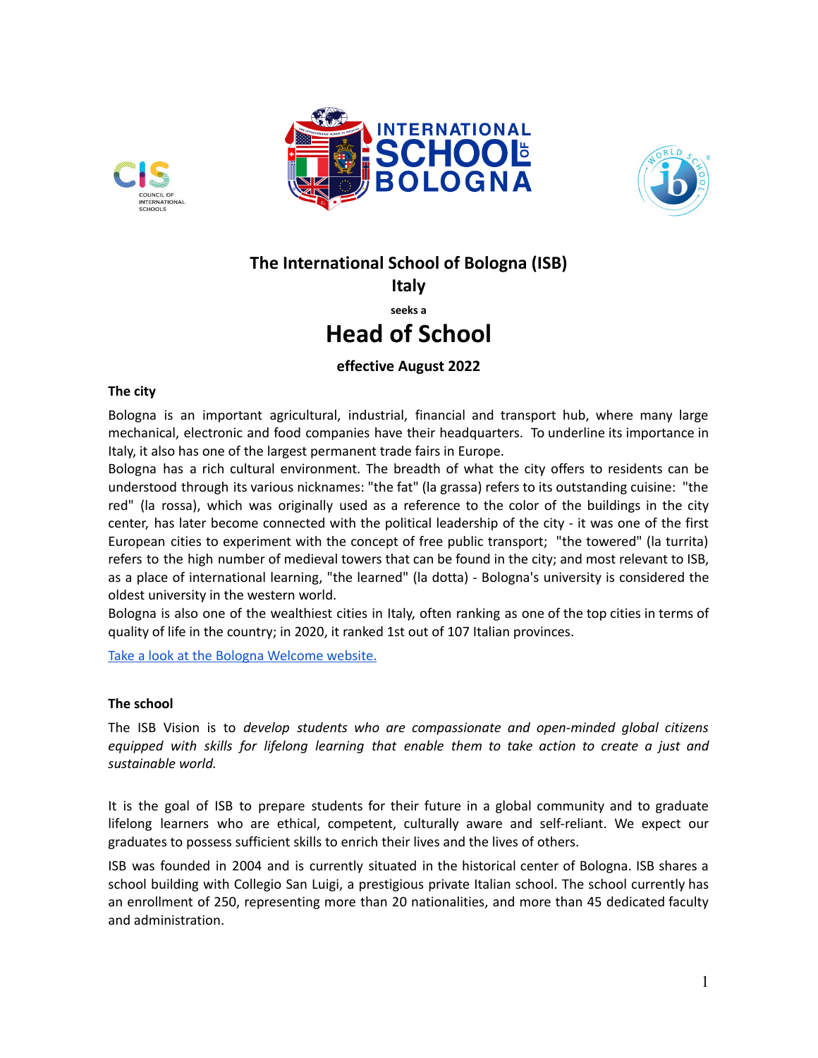# The International School of Bologna (ISB)

## Italy

seeks a

# Head of School

**effective August 2022**

### The city

Bologna is an important agricultural, industrial, financial and transport hub, where many large mechanical, electronic and food companies have their headquarters. To underline its importance in Italy, it also has one of the largest permanent trade fairs in Europe.

Bologna has a rich cultural environment. The breadth of what the city offers to residents can be understood through its various nicknames: "the fat" (la grassa) refers to its outstanding cuisine: "the red" (la rossa), which was originally used as a reference to the color of the buildings in the city center, has later become connected with the political leadership of the city - it was one of the first European cities to experiment with the concept of free public transport; "the towered" (la turrita) refers to the high number of medieval towers that can be found in the city; and most relevant to ISB, as a place of international learning, "the learned" (la dotta) - Bologna's university is considered the oldest university in the western world.

Bologna is also one of the wealthiest cities in Italy, often ranking as one of the top cities in terms of quality of life in the country; in 2020, it ranked 1st out of 107 Italian provinces.

Take a look at the Bologna Welcome website.

### The school

The ISB Vision is to *develop students who are compassionate and open-minded global citizens equipped with skills for lifelong learning that enable them to take action to create a just and sustainable world.*

It is the goal of ISB to prepare students for their future in a global community and to graduate lifelong learners who are ethical, competent, culturally aware and self-reliant. We expect our graduates to possess sufficient skills to enrich their lives and the lives of others.

ISB was founded in 2004 and is currently situated in the historical center of Bologna. ISB shares a school building with Collegio San Luigi, a prestigious private Italian school. The school currently has an enrollment of 250, representing more than 20 nationalities, and more than 45 dedicated faculty and administration.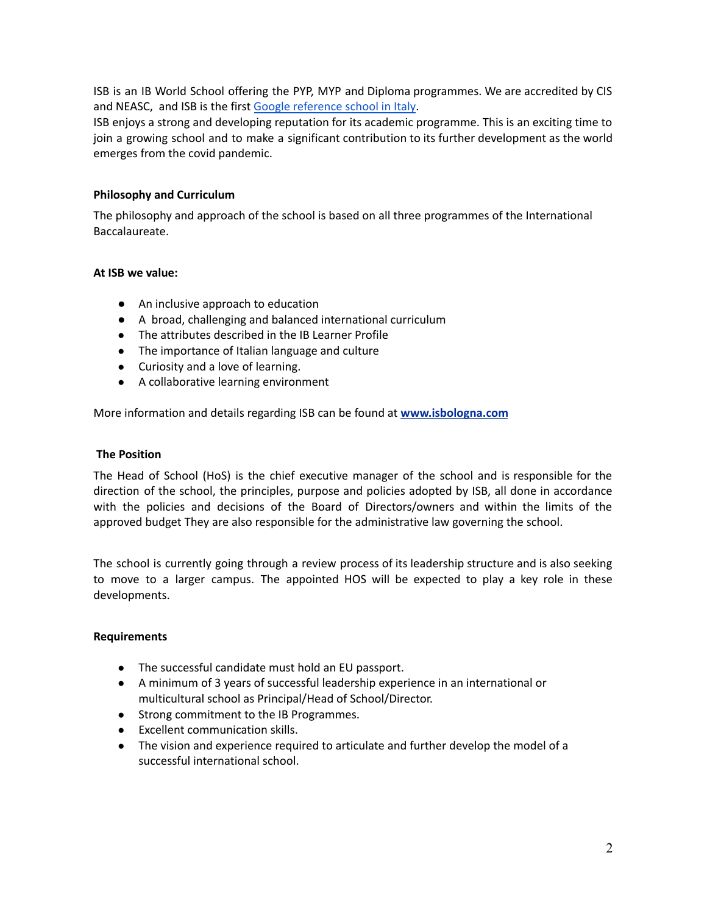ISB is an IB World School offering the PYP, MYP and Diploma programmes. We are accredited by CIS and NEASC, and ISB is the first [Google reference school in Italy](#).

ISB enjoys a strong and developing reputation for its academic programme. This is an exciting time to join a growing school and to make a significant contribution to its further development as the world emerges from the covid pandemic.

**Philosophy and Curriculum**

The philosophy and approach of the school is based on all three programmes of the International Baccalaureate.

**At ISB we value:**

- An inclusive approach to education
- A broad, challenging and balanced international curriculum
- The attributes described in the IB Learner Profile
- The importance of Italian language and culture
- Curiosity and a love of learning.
- A collaborative learning environment

More information and details regarding ISB can be found at **[www.isbologna.com](http://www.isbologna.com)**

**The Position**

The Head of School (HoS) is the chief executive manager of the school and is responsible for the direction of the school, the principles, purpose and policies adopted by ISB, all done in accordance with the policies and decisions of the Board of Directors/owners and within the limits of the approved budget They are also responsible for the administrative law governing the school.

The school is currently going through a review process of its leadership structure and is also seeking to move to a larger campus. The appointed HOS will be expected to play a key role in these developments.

**Requirements**

- The successful candidate must hold an EU passport.
- A minimum of 3 years of successful leadership experience in an international or multicultural school as Principal/Head of School/Director.
- Strong commitment to the IB Programmes.
- Excellent communication skills.
- The vision and experience required to articulate and further develop the model of a successful international school.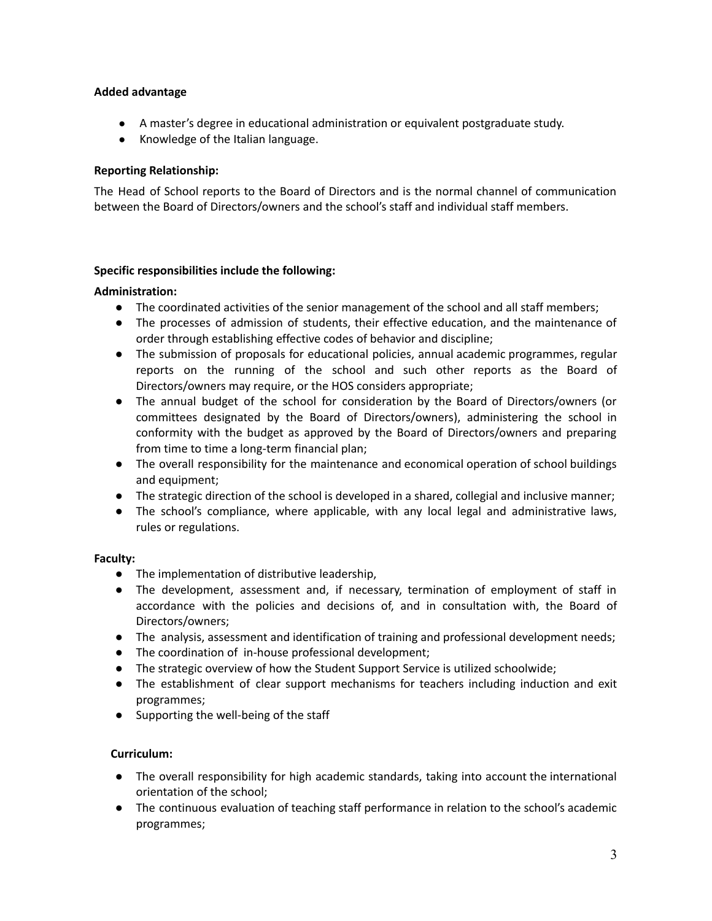**Added advantage**

- A master's degree in educational administration or equivalent postgraduate study.
- Knowledge of the Italian language.

**Reporting Relationship:**

The Head of School reports to the Board of Directors and is the normal channel of communication between the Board of Directors/owners and the school's staff and individual staff members.

**Specific responsibilities include the following:**

**Administration:**

- The coordinated activities of the senior management of the school and all staff members;
- The processes of admission of students, their effective education, and the maintenance of order through establishing effective codes of behavior and discipline;
- The submission of proposals for educational policies, annual academic programmes, regular reports on the running of the school and such other reports as the Board of Directors/owners may require, or the HOS considers appropriate;
- The annual budget of the school for consideration by the Board of Directors/owners (or committees designated by the Board of Directors/owners), administering the school in conformity with the budget as approved by the Board of Directors/owners and preparing from time to time a long-term financial plan;
- The overall responsibility for the maintenance and economical operation of school buildings and equipment;
- The strategic direction of the school is developed in a shared, collegial and inclusive manner;
- The school's compliance, where applicable, with any local legal and administrative laws, rules or regulations.

**Faculty:**

- The implementation of distributive leadership,
- The development, assessment and, if necessary, termination of employment of staff in accordance with the policies and decisions of, and in consultation with, the Board of Directors/owners;
- The analysis, assessment and identification of training and professional development needs;
- The coordination of in-house professional development;
- The strategic overview of how the Student Support Service is utilized schoolwide;
- The establishment of clear support mechanisms for teachers including induction and exit programmes;
- Supporting the well-being of the staff

**Curriculum:**

- The overall responsibility for high academic standards, taking into account the international orientation of the school;
- The continuous evaluation of teaching staff performance in relation to the school's academic programmes;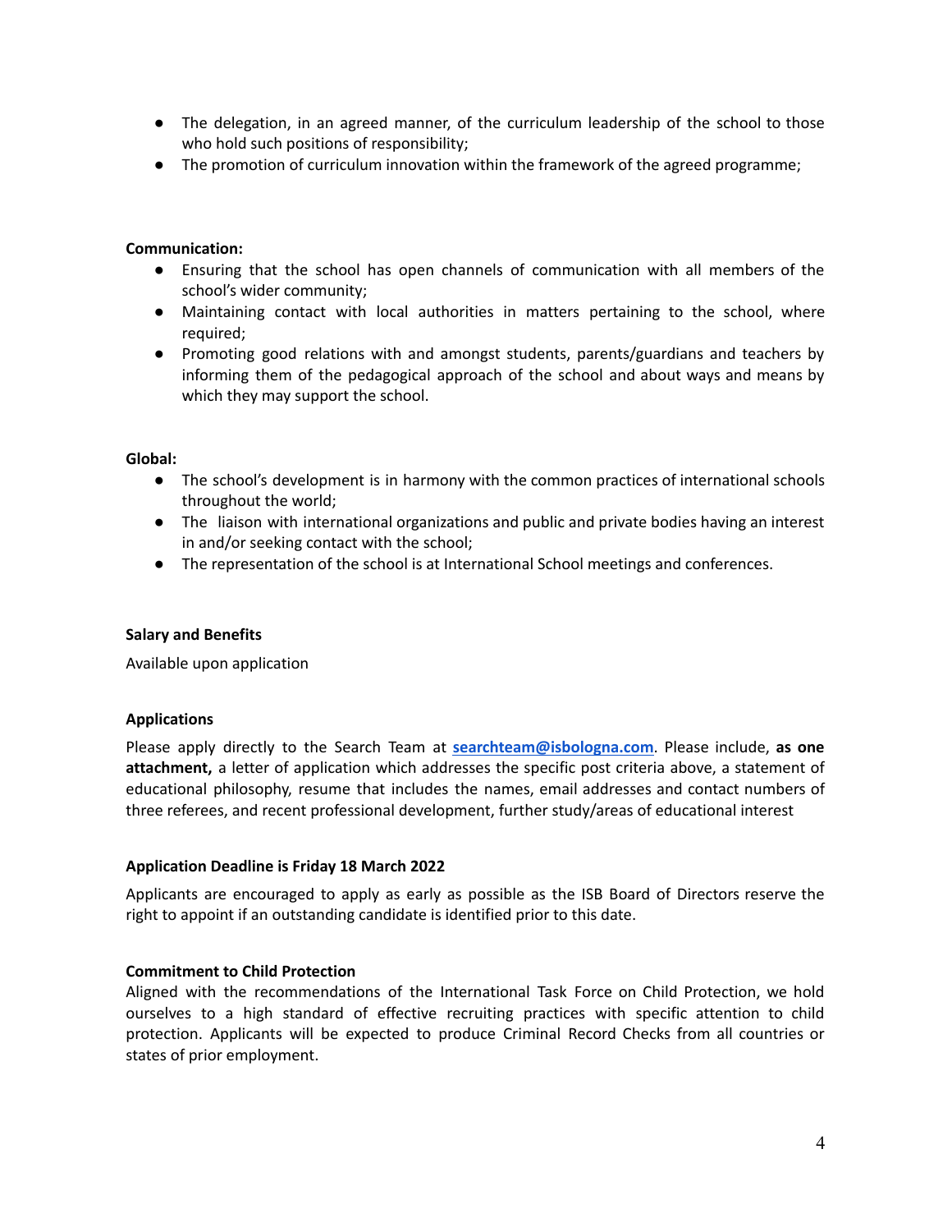- The delegation, in an agreed manner, of the curriculum leadership of the school to those who hold such positions of responsibility;
- The promotion of curriculum innovation within the framework of the agreed programme;

**Communication:**

- Ensuring that the school has open channels of communication with all members of the school's wider community;
- Maintaining contact with local authorities in matters pertaining to the school, where required;
- Promoting good relations with and amongst students, parents/guardians and teachers by informing them of the pedagogical approach of the school and about ways and means by which they may support the school.

**Global:**

- The school's development is in harmony with the common practices of international schools throughout the world;
- The liaison with international organizations and public and private bodies having an interest in and/or seeking contact with the school;
- The representation of the school is at International School meetings and conferences.

**Salary and Benefits**

Available upon application

**Applications**

Please apply directly to the Search Team at **searchteam@isbologna.com**. Please include, **as one attachment,** a letter of application which addresses the specific post criteria above, a statement of educational philosophy, resume that includes the names, email addresses and contact numbers of three referees, and recent professional development, further study/areas of educational interest

**Application Deadline is Friday 18 March 2022**

Applicants are encouraged to apply as early as possible as the ISB Board of Directors reserve the right to appoint if an outstanding candidate is identified prior to this date.

**Commitment to Child Protection**

Aligned with the recommendations of the International Task Force on Child Protection, we hold ourselves to a high standard of effective recruiting practices with specific attention to child protection. Applicants will be expected to produce Criminal Record Checks from all countries or states of prior employment.